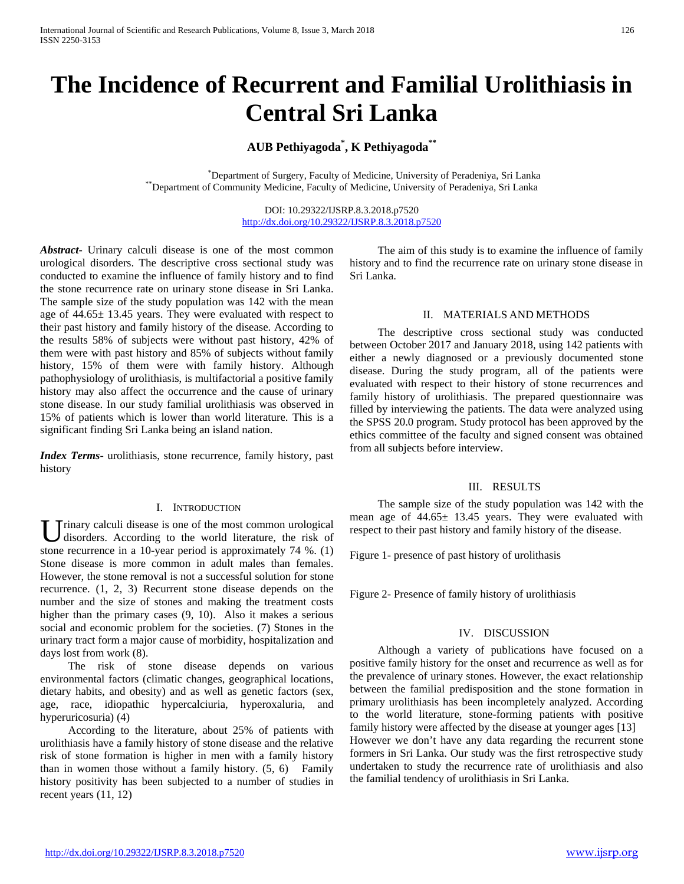# The Incidence of Recurrent and Familial Urolithiasis in Central Sri Lanka

**AUB Pethiyagoda[*], K Pethiyagoda[**]**

[*]Department of Surgery, Faculty of Medicine, University of Peradeniya, Sri Lanka
[**]Department of Community Medicine, Faculty of Medicine, University of Peradeniya, Sri Lanka

DOI: 10.29322/IJSRP.8.3.2018.p7520
http://dx.doi.org/10.29322/IJSRP.8.3.2018.p7520

***Abstract***- Urinary calculi disease is one of the most common urological disorders. The descriptive cross sectional study was conducted to examine the influence of family history and to find the stone recurrence rate on urinary stone disease in Sri Lanka. The sample size of the study population was 142 with the mean age of 44.65± 13.45 years. They were evaluated with respect to their past history and family history of the disease. According to the results 58% of subjects were without past history, 42% of them were with past history and 85% of subjects without family history, 15% of them were with family history. Although pathophysiology of urolithiasis, is multifactorial a positive family history may also affect the occurrence and the cause of urinary stone disease. In our study familial urolithiasis was observed in 15% of patients which is lower than world literature. This is a significant finding Sri Lanka being an island nation.

***Index Terms***- urolithiasis, stone recurrence, family history, past history

## I. Introduction

Urinary calculi disease is one of the most common urological disorders. According to the world literature, the risk of stone recurrence in a 10-year period is approximately 74 %. (1) Stone disease is more common in adult males than females. However, the stone removal is not a successful solution for stone recurrence. (1, 2, 3) Recurrent stone disease depends on the number and the size of stones and making the treatment costs higher than the primary cases (9, 10). Also it makes a serious social and economic problem for the societies. (7) Stones in the urinary tract form a major cause of morbidity, hospitalization and days lost from work (8).

The risk of stone disease depends on various environmental factors (climatic changes, geographical locations, dietary habits, and obesity) and as well as genetic factors (sex, age, race, idiopathic hypercalciuria, hyperoxaluria, and hyperuricosuria) (4)

According to the literature, about 25% of patients with urolithiasis have a family history of stone disease and the relative risk of stone formation is higher in men with a family history than in women those without a family history. (5, 6) Family history positivity has been subjected to a number of studies in recent years (11, 12)

The aim of this study is to examine the influence of family history and to find the recurrence rate on urinary stone disease in Sri Lanka.

## II. Materials and Methods

The descriptive cross sectional study was conducted between October 2017 and January 2018, using 142 patients with either a newly diagnosed or a previously documented stone disease. During the study program, all of the patients were evaluated with respect to their history of stone recurrences and family history of urolithiasis. The prepared questionnaire was filled by interviewing the patients. The data were analyzed using the SPSS 20.0 program. Study protocol has been approved by the ethics committee of the faculty and signed consent was obtained from all subjects before interview.

## III. Results

The sample size of the study population was 142 with the mean age of 44.65± 13.45 years. They were evaluated with respect to their past history and family history of the disease.

Figure 1- presence of past history of urolithasis

Figure 2- Presence of family history of urolithiasis

## IV. Discussion

Although a variety of publications have focused on a positive family history for the onset and recurrence as well as for the prevalence of urinary stones. However, the exact relationship between the familial predisposition and the stone formation in primary urolithiasis has been incompletely analyzed. According to the world literature, stone-forming patients with positive family history were affected by the disease at younger ages [13] However we don't have any data regarding the recurrent stone formers in Sri Lanka. Our study was the first retrospective study undertaken to study the recurrence rate of urolithiasis and also the familial tendency of urolithiasis in Sri Lanka.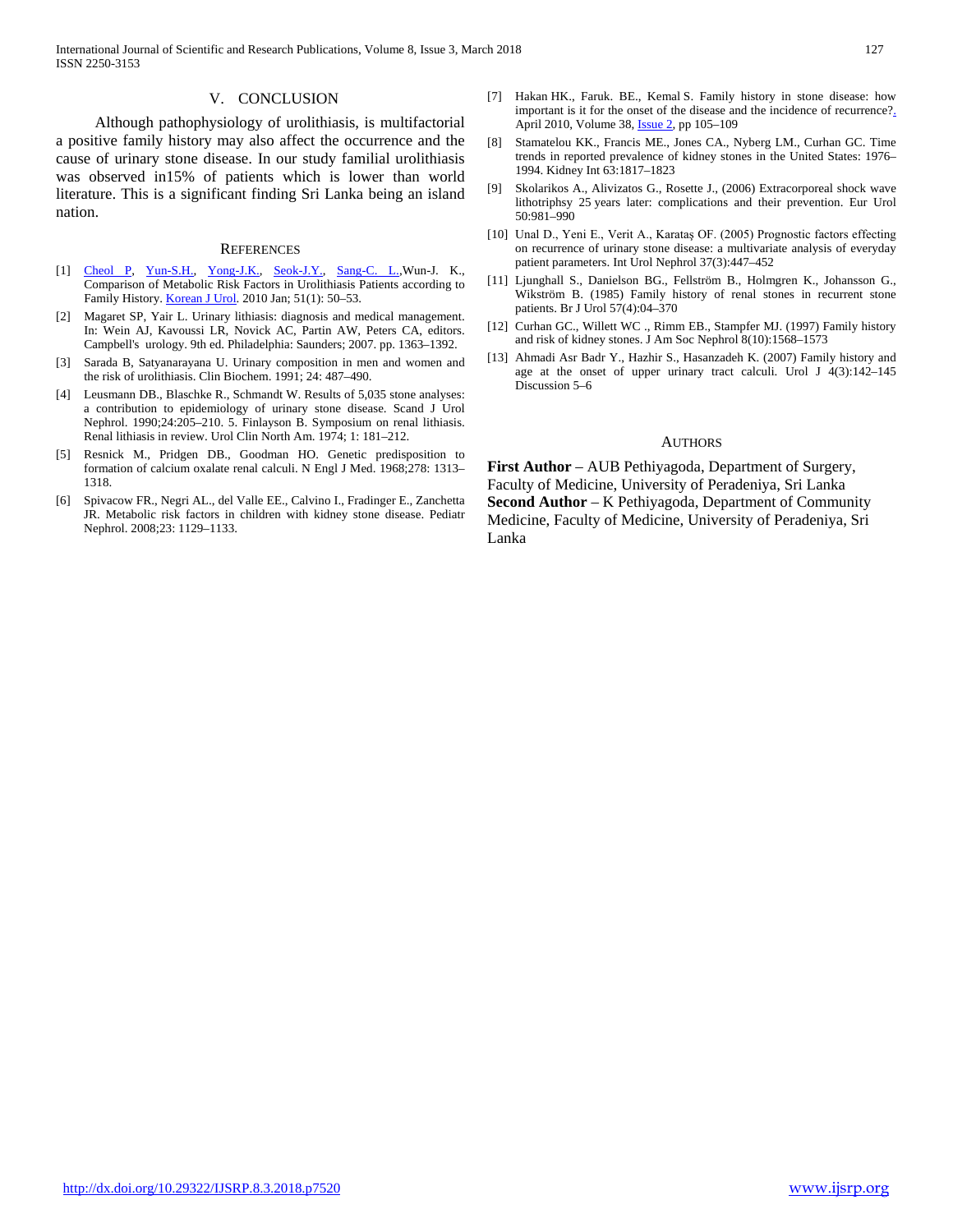## V. CONCLUSION

Although pathophysiology of urolithiasis, is multifactorial a positive family history may also affect the occurrence and the cause of urinary stone disease. In our study familial urolithiasis was observed in15% of patients which is lower than world literature. This is a significant finding Sri Lanka being an island nation.

## REFERENCES

[1] Cheol P, Yun-S.H., Yong-J.K., Seok-J.Y., Sang-C. L.,Wun-J. K., Comparison of Metabolic Risk Factors in Urolithiasis Patients according to Family History. Korean J Urol. 2010 Jan; 51(1): 50–53.

[2] Magaret SP, Yair L. Urinary lithiasis: diagnosis and medical management. In: Wein AJ, Kavoussi LR, Novick AC, Partin AW, Peters CA, editors. Campbell's urology. 9th ed. Philadelphia: Saunders; 2007. pp. 1363–1392.

[3] Sarada B, Satyanarayana U. Urinary composition in men and women and the risk of urolithiasis. Clin Biochem. 1991; 24: 487–490.

[4] Leusmann DB., Blaschke R., Schmandt W. Results of 5,035 stone analyses: a contribution to epidemiology of urinary stone disease. Scand J Urol Nephrol. 1990;24:205–210. 5. Finlayson B. Symposium on renal lithiasis. Renal lithiasis in review. Urol Clin North Am. 1974; 1: 181–212.

[5] Resnick M., Pridgen DB., Goodman HO. Genetic predisposition to formation of calcium oxalate renal calculi. N Engl J Med. 1968;278: 1313–1318.

[6] Spivacow FR., Negri AL., del Valle EE., Calvino I., Fradinger E., Zanchetta JR. Metabolic risk factors in children with kidney stone disease. Pediatr Nephrol. 2008;23: 1129–1133.

[7] Hakan HK., Faruk. BE., Kemal S. Family history in stone disease: how important is it for the onset of the disease and the incidence of recurrence?. April 2010, Volume 38, Issue 2, pp 105–109

[8] Stamatelou KK., Francis ME., Jones CA., Nyberg LM., Curhan GC. Time trends in reported prevalence of kidney stones in the United States: 1976–1994. Kidney Int 63:1817–1823

[9] Skolarikos A., Alivizatos G., Rosette J., (2006) Extracorporeal shock wave lithotriphsy 25 years later: complications and their prevention. Eur Urol 50:981–990

[10] Unal D., Yeni E., Verit A., Karataş OF. (2005) Prognostic factors effecting on recurrence of urinary stone disease: a multivariate analysis of everyday patient parameters. Int Urol Nephrol 37(3):447–452

[11] Ljunghall S., Danielson BG., Fellström B., Holmgren K., Johansson G., Wikström B. (1985) Family history of renal stones in recurrent stone patients. Br J Urol 57(4):04–370

[12] Curhan GC., Willett WC ., Rimm EB., Stampfer MJ. (1997) Family history and risk of kidney stones. J Am Soc Nephrol 8(10):1568–1573

[13] Ahmadi Asr Badr Y., Hazhir S., Hasanzadeh K. (2007) Family history and age at the onset of upper urinary tract calculi. Urol J 4(3):142–145 Discussion 5–6

## AUTHORS

**First Author** – AUB Pethiyagoda, Department of Surgery, Faculty of Medicine, University of Peradeniya, Sri Lanka

**Second Author** – K Pethiyagoda, Department of Community Medicine, Faculty of Medicine, University of Peradeniya, Sri Lanka